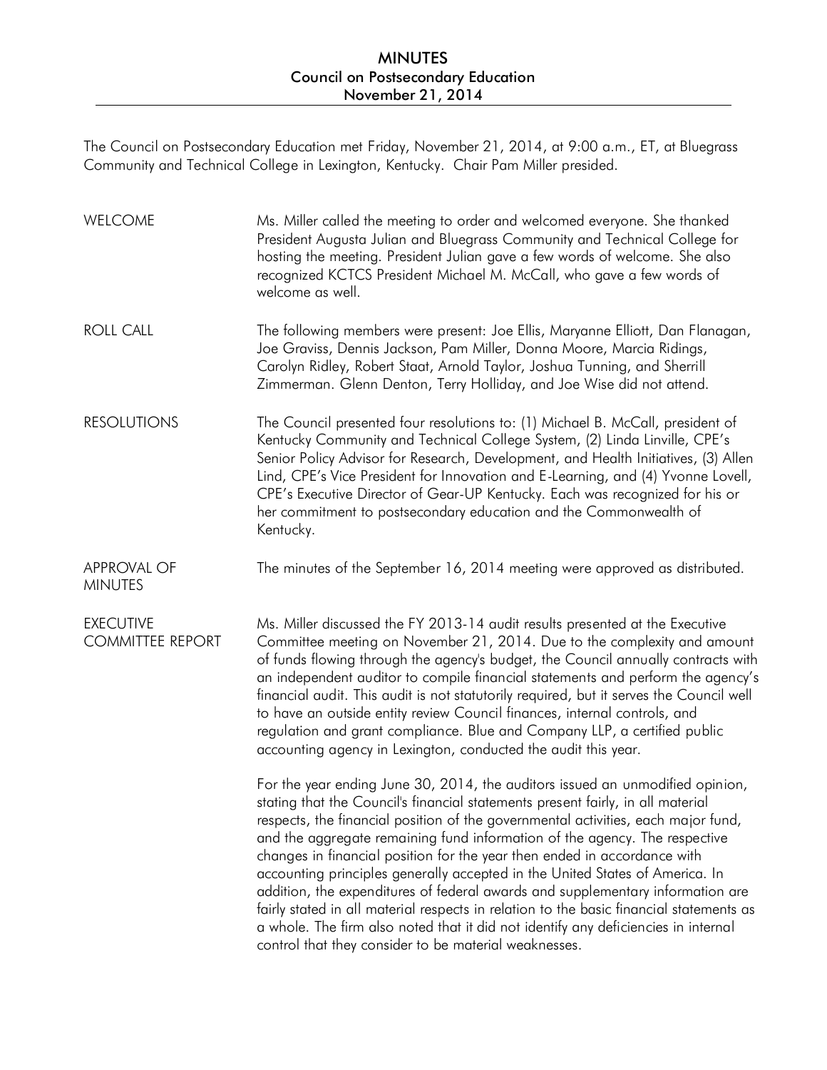# MINUTES
## Council on Postsecondary Education
## November 21, 2014

The Council on Postsecondary Education met Friday, November 21, 2014, at 9:00 a.m., ET, at Bluegrass Community and Technical College in Lexington, Kentucky. Chair Pam Miller presided.

**WELCOME**

Ms. Miller called the meeting to order and welcomed everyone. She thanked President Augusta Julian and Bluegrass Community and Technical College for hosting the meeting. President Julian gave a few words of welcome. She also recognized KCTCS President Michael M. McCall, who gave a few words of welcome as well.

**ROLL CALL**

The following members were present: Joe Ellis, Maryanne Elliott, Dan Flanagan, Joe Graviss, Dennis Jackson, Pam Miller, Donna Moore, Marcia Ridings, Carolyn Ridley, Robert Staat, Arnold Taylor, Joshua Tunning, and Sherrill Zimmerman. Glenn Denton, Terry Holliday, and Joe Wise did not attend.

**RESOLUTIONS**

The Council presented four resolutions to: (1) Michael B. McCall, president of Kentucky Community and Technical College System, (2) Linda Linville, CPE's Senior Policy Advisor for Research, Development, and Health Initiatives, (3) Allen Lind, CPE's Vice President for Innovation and E-Learning, and (4) Yvonne Lovell, CPE's Executive Director of Gear-UP Kentucky. Each was recognized for his or her commitment to postsecondary education and the Commonwealth of Kentucky.

**APPROVAL OF MINUTES**

The minutes of the September 16, 2014 meeting were approved as distributed.

**EXECUTIVE COMMITTEE REPORT**

Ms. Miller discussed the FY 2013-14 audit results presented at the Executive Committee meeting on November 21, 2014. Due to the complexity and amount of funds flowing through the agency's budget, the Council annually contracts with an independent auditor to compile financial statements and perform the agency's financial audit. This audit is not statutorily required, but it serves the Council well to have an outside entity review Council finances, internal controls, and regulation and grant compliance. Blue and Company LLP, a certified public accounting agency in Lexington, conducted the audit this year.

For the year ending June 30, 2014, the auditors issued an unmodified opinion, stating that the Council's financial statements present fairly, in all material respects, the financial position of the governmental activities, each major fund, and the aggregate remaining fund information of the agency. The respective changes in financial position for the year then ended in accordance with accounting principles generally accepted in the United States of America. In addition, the expenditures of federal awards and supplementary information are fairly stated in all material respects in relation to the basic financial statements as a whole. The firm also noted that it did not identify any deficiencies in internal control that they consider to be material weaknesses.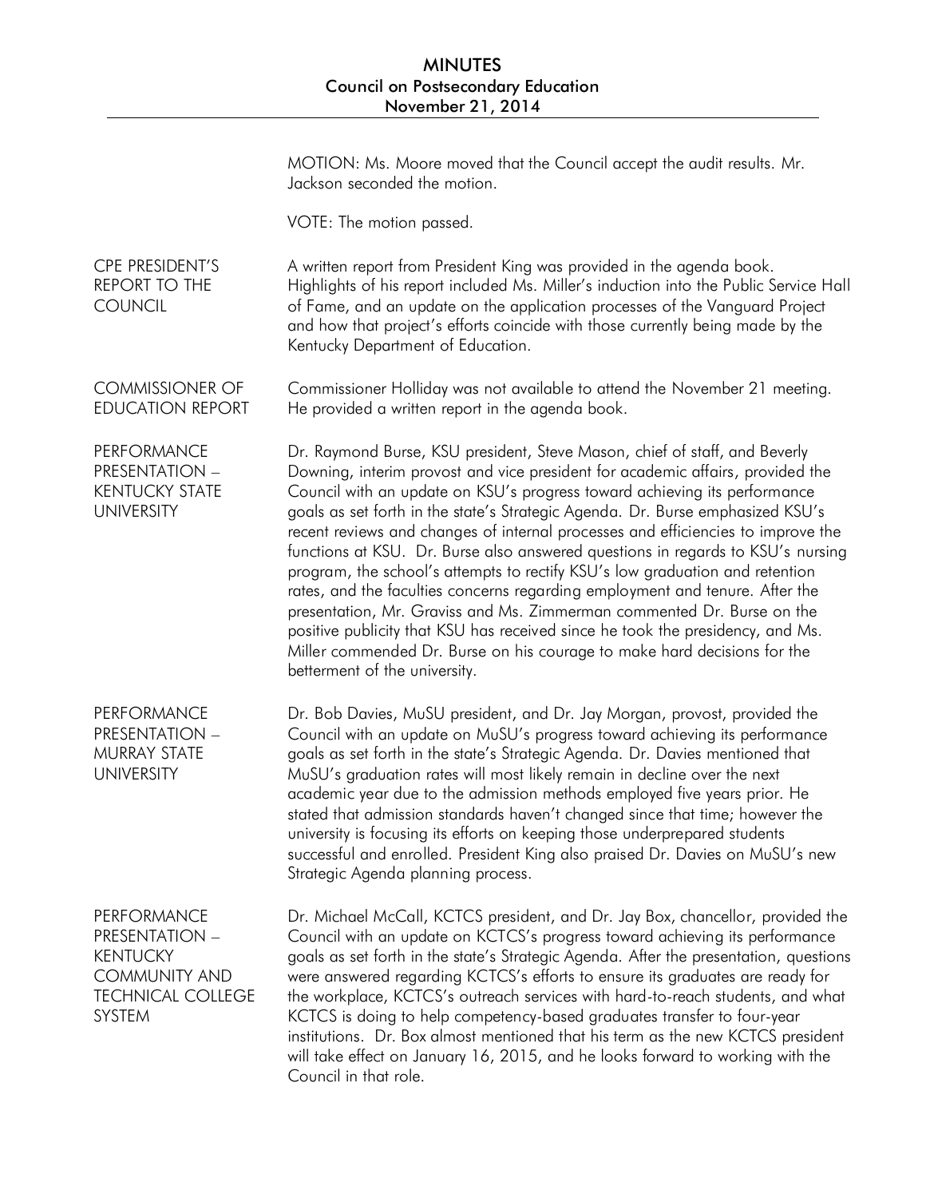MOTION: Ms. Moore moved that the Council accept the audit results. Mr. Jackson seconded the motion.

VOTE: The motion passed.

**CPE PRESIDENT'S REPORT TO THE COUNCIL**

A written report from President King was provided in the agenda book. Highlights of his report included Ms. Miller's induction into the Public Service Hall of Fame, and an update on the application processes of the Vanguard Project and how that project's efforts coincide with those currently being made by the Kentucky Department of Education.

**COMMISSIONER OF EDUCATION REPORT**

Commissioner Holliday was not available to attend the November 21 meeting. He provided a written report in the agenda book.

**PERFORMANCE PRESENTATION – KENTUCKY STATE UNIVERSITY**

Dr. Raymond Burse, KSU president, Steve Mason, chief of staff, and Beverly Downing, interim provost and vice president for academic affairs, provided the Council with an update on KSU's progress toward achieving its performance goals as set forth in the state's Strategic Agenda. Dr. Burse emphasized KSU's recent reviews and changes of internal processes and efficiencies to improve the functions at KSU. Dr. Burse also answered questions in regards to KSU's nursing program, the school's attempts to rectify KSU's low graduation and retention rates, and the faculties concerns regarding employment and tenure. After the presentation, Mr. Graviss and Ms. Zimmerman commented Dr. Burse on the positive publicity that KSU has received since he took the presidency, and Ms. Miller commended Dr. Burse on his courage to make hard decisions for the betterment of the university.

**PERFORMANCE PRESENTATION – MURRAY STATE UNIVERSITY**

Dr. Bob Davies, MuSU president, and Dr. Jay Morgan, provost, provided the Council with an update on MuSU's progress toward achieving its performance goals as set forth in the state's Strategic Agenda. Dr. Davies mentioned that MuSU's graduation rates will most likely remain in decline over the next academic year due to the admission methods employed five years prior. He stated that admission standards haven't changed since that time; however the university is focusing its efforts on keeping those underprepared students successful and enrolled. President King also praised Dr. Davies on MuSU's new Strategic Agenda planning process.

**PERFORMANCE PRESENTATION – KENTUCKY COMMUNITY AND TECHNICAL COLLEGE SYSTEM**

Dr. Michael McCall, KCTCS president, and Dr. Jay Box, chancellor, provided the Council with an update on KCTCS's progress toward achieving its performance goals as set forth in the state's Strategic Agenda. After the presentation, questions were answered regarding KCTCS's efforts to ensure its graduates are ready for the workplace, KCTCS's outreach services with hard-to-reach students, and what KCTCS is doing to help competency-based graduates transfer to four-year institutions. Dr. Box almost mentioned that his term as the new KCTCS president will take effect on January 16, 2015, and he looks forward to working with the Council in that role.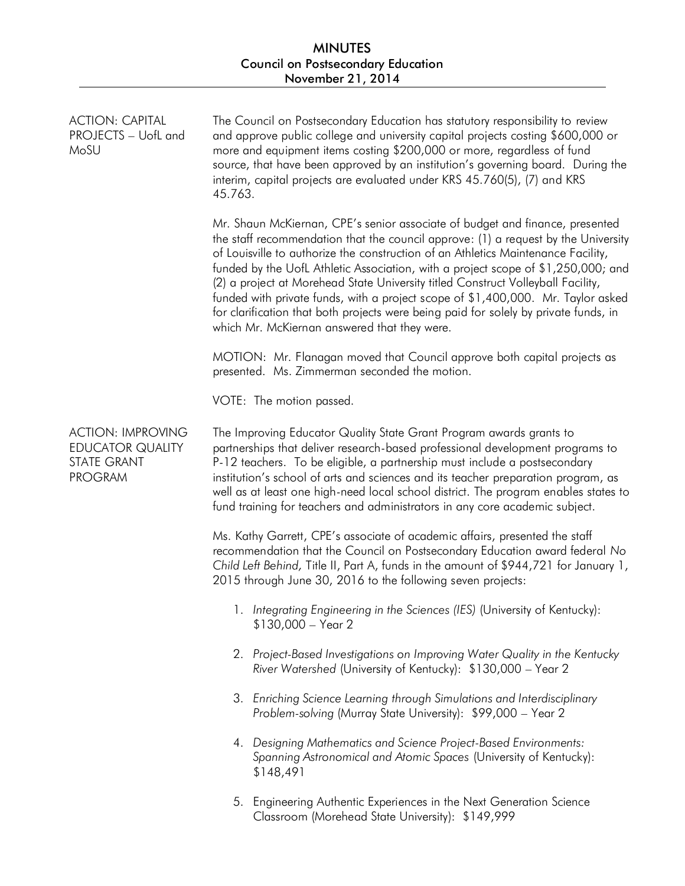**ACTION: CAPITAL PROJECTS – UofL and MoSU**

The Council on Postsecondary Education has statutory responsibility to review and approve public college and university capital projects costing $600,000 or more and equipment items costing $200,000 or more, regardless of fund source, that have been approved by an institution's governing board. During the interim, capital projects are evaluated under KRS 45.760(5), (7) and KRS 45.763.

Mr. Shaun McKiernan, CPE's senior associate of budget and finance, presented the staff recommendation that the council approve: (1) a request by the University of Louisville to authorize the construction of an Athletics Maintenance Facility, funded by the UofL Athletic Association, with a project scope of $1,250,000; and (2) a project at Morehead State University titled Construct Volleyball Facility, funded with private funds, with a project scope of $1,400,000. Mr. Taylor asked for clarification that both projects were being paid for solely by private funds, in which Mr. McKiernan answered that they were.

MOTION: Mr. Flanagan moved that Council approve both capital projects as presented. Ms. Zimmerman seconded the motion.

VOTE: The motion passed.

**ACTION: IMPROVING EDUCATOR QUALITY STATE GRANT PROGRAM**

The Improving Educator Quality State Grant Program awards grants to partnerships that deliver research-based professional development programs to P-12 teachers. To be eligible, a partnership must include a postsecondary institution's school of arts and sciences and its teacher preparation program, as well as at least one high-need local school district. The program enables states to fund training for teachers and administrators in any core academic subject.

Ms. Kathy Garrett, CPE's associate of academic affairs, presented the staff recommendation that the Council on Postsecondary Education award federal *No Child Left Behind,* Title II, Part A, funds in the amount of $944,721 for January 1, 2015 through June 30, 2016 to the following seven projects:

1. *Integrating Engineering in the Sciences (IES)* (University of Kentucky): $130,000 – Year 2
2. *Project-Based Investigations on Improving Water Quality in the Kentucky River Watershed* (University of Kentucky): $130,000 – Year 2
3. *Enriching Science Learning through Simulations and Interdisciplinary Problem-solving* (Murray State University): $99,000 – Year 2
4. *Designing Mathematics and Science Project-Based Environments: Spanning Astronomical and Atomic Spaces* (University of Kentucky): $148,491
5. Engineering Authentic Experiences in the Next Generation Science Classroom (Morehead State University): $149,999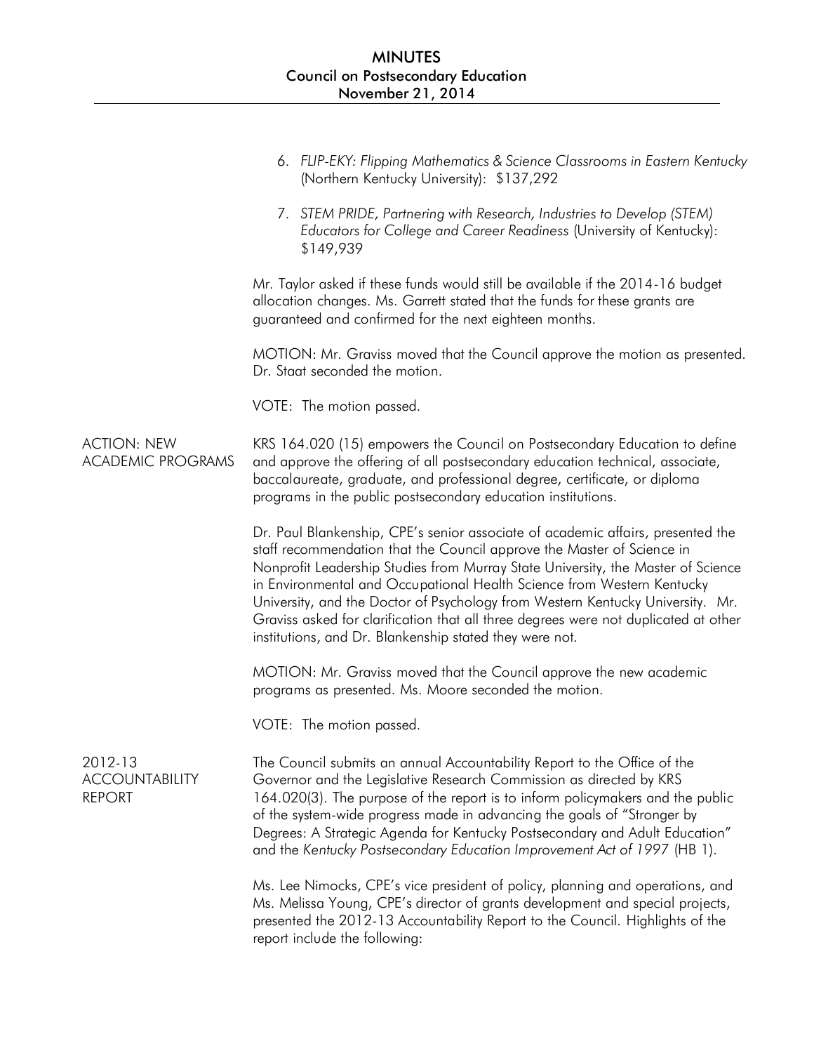6. *FLIP-EKY: Flipping Mathematics & Science Classrooms in Eastern Kentucky* (Northern Kentucky University): $137,292

7. *STEM PRIDE, Partnering with Research, Industries to Develop (STEM) Educators for College and Career Readiness* (University of Kentucky): $149,939

Mr. Taylor asked if these funds would still be available if the 2014-16 budget allocation changes. Ms. Garrett stated that the funds for these grants are guaranteed and confirmed for the next eighteen months.

MOTION: Mr. Graviss moved that the Council approve the motion as presented. Dr. Staat seconded the motion.

VOTE: The motion passed.

## ACTION: NEW ACADEMIC PROGRAMS

KRS 164.020 (15) empowers the Council on Postsecondary Education to define and approve the offering of all postsecondary education technical, associate, baccalaureate, graduate, and professional degree, certificate, or diploma programs in the public postsecondary education institutions.

Dr. Paul Blankenship, CPE's senior associate of academic affairs, presented the staff recommendation that the Council approve the Master of Science in Nonprofit Leadership Studies from Murray State University, the Master of Science in Environmental and Occupational Health Science from Western Kentucky University, and the Doctor of Psychology from Western Kentucky University. Mr. Graviss asked for clarification that all three degrees were not duplicated at other institutions, and Dr. Blankenship stated they were not.

MOTION: Mr. Graviss moved that the Council approve the new academic programs as presented. Ms. Moore seconded the motion.

VOTE: The motion passed.

## 2012-13 ACCOUNTABILITY REPORT

The Council submits an annual Accountability Report to the Office of the Governor and the Legislative Research Commission as directed by KRS 164.020(3). The purpose of the report is to inform policymakers and the public of the system-wide progress made in advancing the goals of "Stronger by Degrees: A Strategic Agenda for Kentucky Postsecondary and Adult Education" and the *Kentucky Postsecondary Education Improvement Act of 1997* (HB 1).

Ms. Lee Nimocks, CPE's vice president of policy, planning and operations, and Ms. Melissa Young, CPE's director of grants development and special projects, presented the 2012-13 Accountability Report to the Council. Highlights of the report include the following: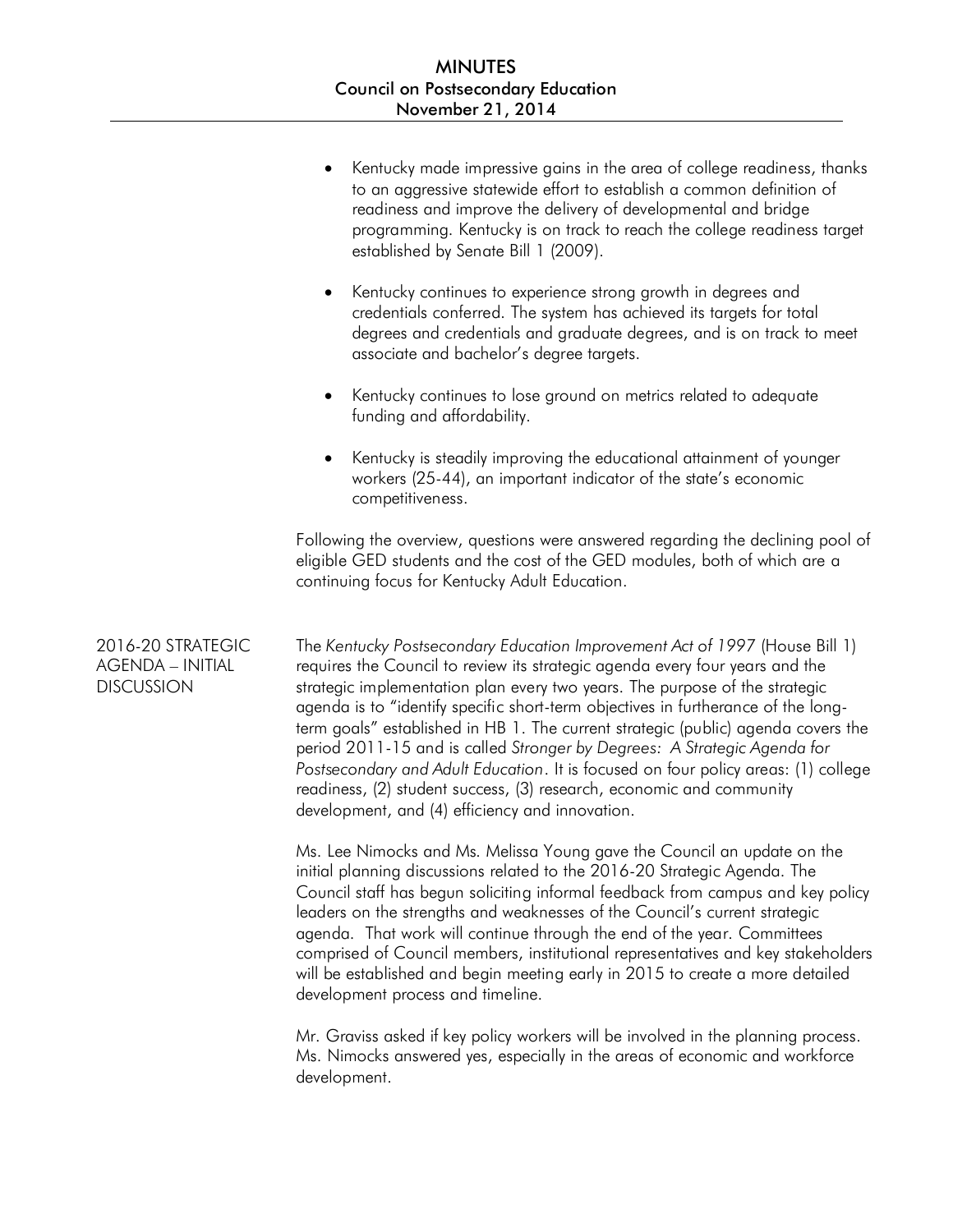- Kentucky made impressive gains in the area of college readiness, thanks to an aggressive statewide effort to establish a common definition of readiness and improve the delivery of developmental and bridge programming. Kentucky is on track to reach the college readiness target established by Senate Bill 1 (2009).

- Kentucky continues to experience strong growth in degrees and credentials conferred. The system has achieved its targets for total degrees and credentials and graduate degrees, and is on track to meet associate and bachelor's degree targets.

- Kentucky continues to lose ground on metrics related to adequate funding and affordability.

- Kentucky is steadily improving the educational attainment of younger workers (25-44), an important indicator of the state's economic competitiveness.

Following the overview, questions were answered regarding the declining pool of eligible GED students and the cost of the GED modules, both of which are a continuing focus for Kentucky Adult Education.

## 2016-20 STRATEGIC AGENDA – INITIAL DISCUSSION

The *Kentucky Postsecondary Education Improvement Act of 1997* (House Bill 1) requires the Council to review its strategic agenda every four years and the strategic implementation plan every two years. The purpose of the strategic agenda is to "identify specific short-term objectives in furtherance of the long-term goals" established in HB 1. The current strategic (public) agenda covers the period 2011-15 and is called *Stronger by Degrees: A Strategic Agenda for Postsecondary and Adult Education*. It is focused on four policy areas: (1) college readiness, (2) student success, (3) research, economic and community development, and (4) efficiency and innovation.

Ms. Lee Nimocks and Ms. Melissa Young gave the Council an update on the initial planning discussions related to the 2016-20 Strategic Agenda. The Council staff has begun soliciting informal feedback from campus and key policy leaders on the strengths and weaknesses of the Council's current strategic agenda. That work will continue through the end of the year. Committees comprised of Council members, institutional representatives and key stakeholders will be established and begin meeting early in 2015 to create a more detailed development process and timeline.

Mr. Graviss asked if key policy workers will be involved in the planning process. Ms. Nimocks answered yes, especially in the areas of economic and workforce development.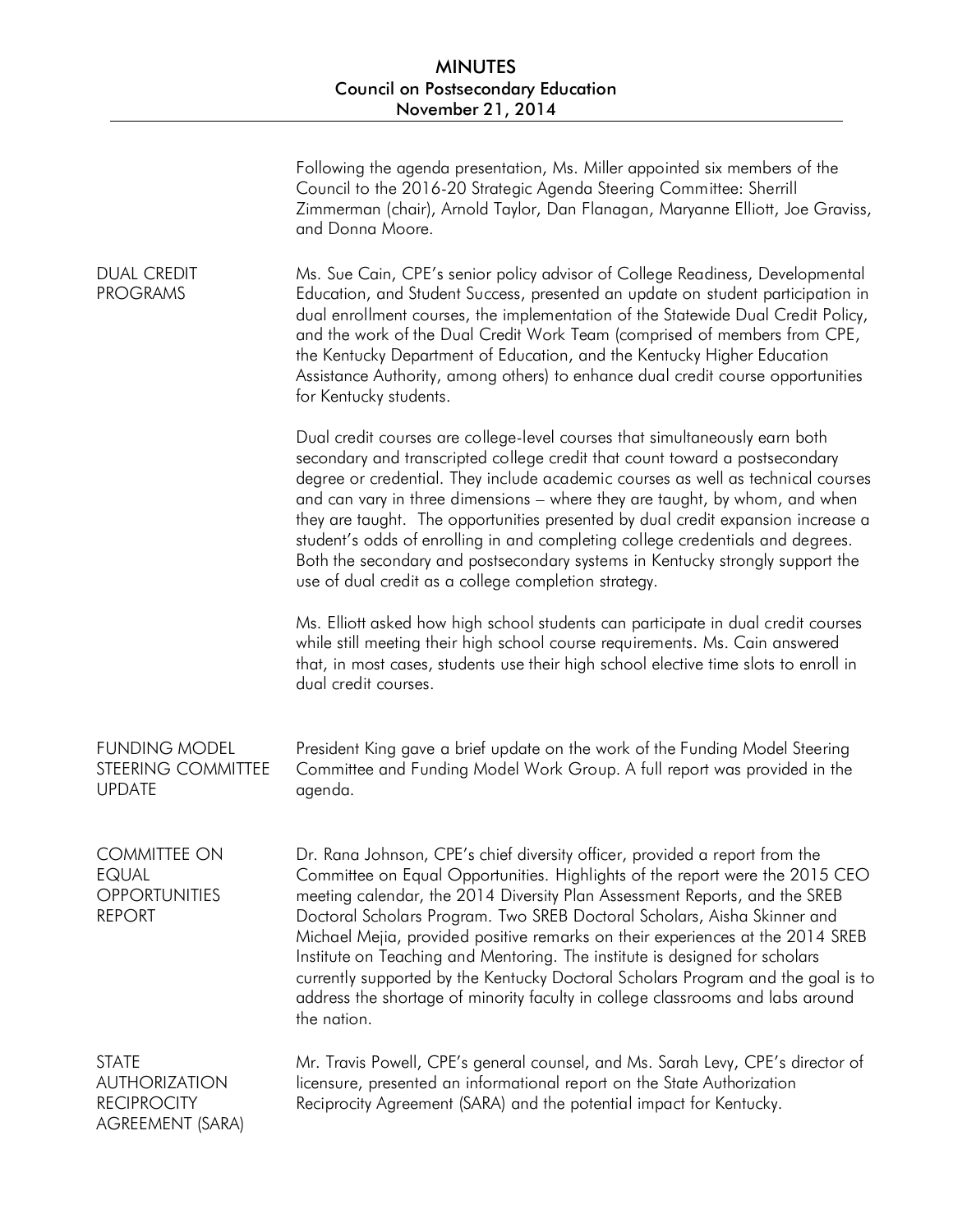Following the agenda presentation, Ms. Miller appointed six members of the Council to the 2016-20 Strategic Agenda Steering Committee: Sherrill Zimmerman (chair), Arnold Taylor, Dan Flanagan, Maryanne Elliott, Joe Graviss, and Donna Moore.

## DUAL CREDIT PROGRAMS

Ms. Sue Cain, CPE's senior policy advisor of College Readiness, Developmental Education, and Student Success, presented an update on student participation in dual enrollment courses, the implementation of the Statewide Dual Credit Policy, and the work of the Dual Credit Work Team (comprised of members from CPE, the Kentucky Department of Education, and the Kentucky Higher Education Assistance Authority, among others) to enhance dual credit course opportunities for Kentucky students.

Dual credit courses are college-level courses that simultaneously earn both secondary and transcripted college credit that count toward a postsecondary degree or credential. They include academic courses as well as technical courses and can vary in three dimensions – where they are taught, by whom, and when they are taught. The opportunities presented by dual credit expansion increase a student's odds of enrolling in and completing college credentials and degrees. Both the secondary and postsecondary systems in Kentucky strongly support the use of dual credit as a college completion strategy.

Ms. Elliott asked how high school students can participate in dual credit courses while still meeting their high school course requirements. Ms. Cain answered that, in most cases, students use their high school elective time slots to enroll in dual credit courses.

## FUNDING MODEL STEERING COMMITTEE UPDATE

President King gave a brief update on the work of the Funding Model Steering Committee and Funding Model Work Group. A full report was provided in the agenda.

## COMMITTEE ON EQUAL OPPORTUNITIES REPORT

Dr. Rana Johnson, CPE's chief diversity officer, provided a report from the Committee on Equal Opportunities. Highlights of the report were the 2015 CEO meeting calendar, the 2014 Diversity Plan Assessment Reports, and the SREB Doctoral Scholars Program. Two SREB Doctoral Scholars, Aisha Skinner and Michael Mejia, provided positive remarks on their experiences at the 2014 SREB Institute on Teaching and Mentoring. The institute is designed for scholars currently supported by the Kentucky Doctoral Scholars Program and the goal is to address the shortage of minority faculty in college classrooms and labs around the nation.

## STATE AUTHORIZATION RECIPROCITY AGREEMENT (SARA)

Mr. Travis Powell, CPE's general counsel, and Ms. Sarah Levy, CPE's director of licensure, presented an informational report on the State Authorization Reciprocity Agreement (SARA) and the potential impact for Kentucky.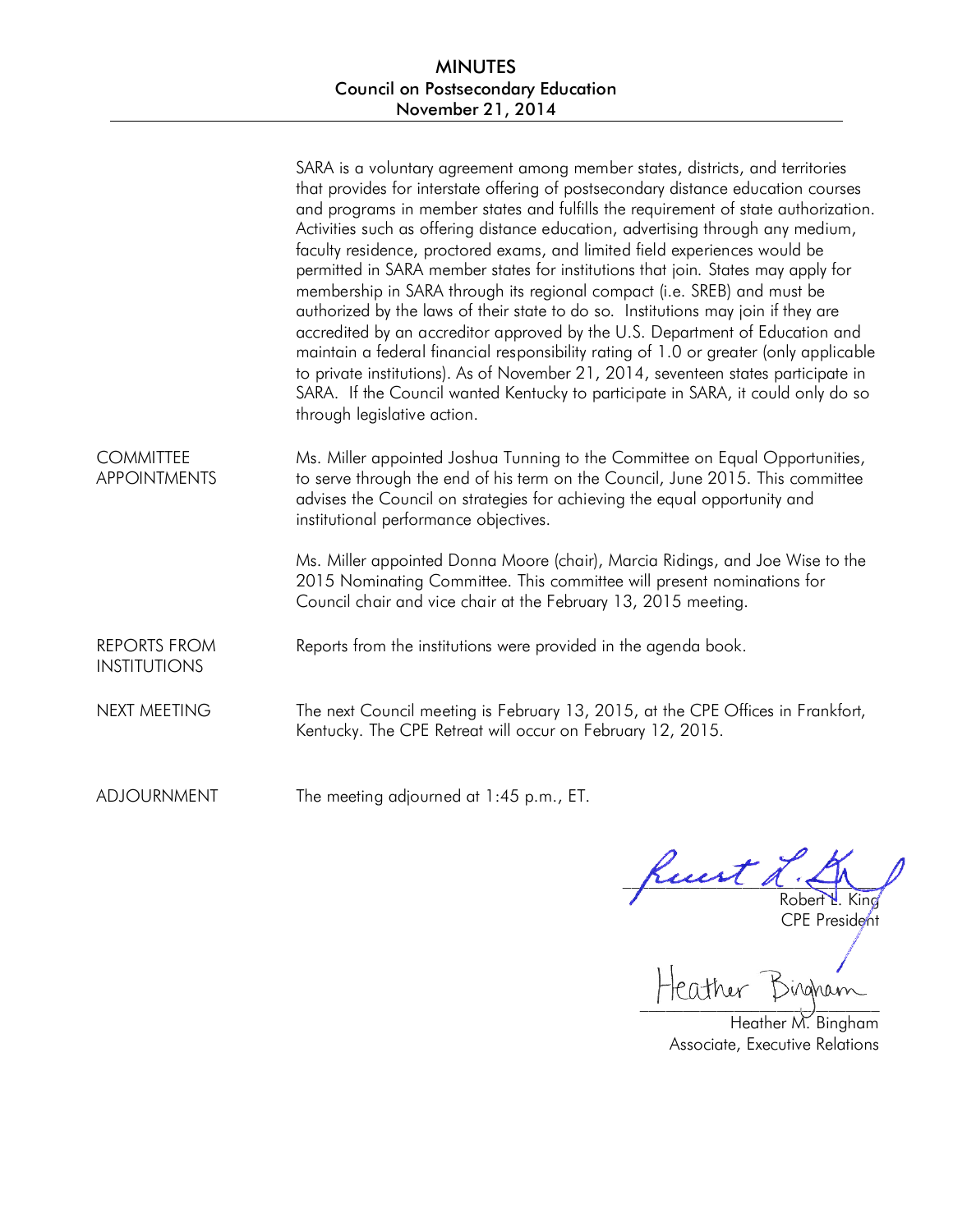SARA is a voluntary agreement among member states, districts, and territories that provides for interstate offering of postsecondary distance education courses and programs in member states and fulfills the requirement of state authorization. Activities such as offering distance education, advertising through any medium, faculty residence, proctored exams, and limited field experiences would be permitted in SARA member states for institutions that join. States may apply for membership in SARA through its regional compact (i.e. SREB) and must be authorized by the laws of their state to do so. Institutions may join if they are accredited by an accreditor approved by the U.S. Department of Education and maintain a federal financial responsibility rating of 1.0 or greater (only applicable to private institutions). As of November 21, 2014, seventeen states participate in SARA. If the Council wanted Kentucky to participate in SARA, it could only do so through legislative action.

**COMMITTEE APPOINTMENTS**

Ms. Miller appointed Joshua Tunning to the Committee on Equal Opportunities, to serve through the end of his term on the Council, June 2015. This committee advises the Council on strategies for achieving the equal opportunity and institutional performance objectives.

Ms. Miller appointed Donna Moore (chair), Marcia Ridings, and Joe Wise to the 2015 Nominating Committee. This committee will present nominations for Council chair and vice chair at the February 13, 2015 meeting.

**REPORTS FROM INSTITUTIONS**

Reports from the institutions were provided in the agenda book.

**NEXT MEETING**

The next Council meeting is February 13, 2015, at the CPE Offices in Frankfort, Kentucky. The CPE Retreat will occur on February 12, 2015.

**ADJOURNMENT**

The meeting adjourned at 1:45 p.m., ET.

Robert L. King
CPE President

Heather M. Bingham
Associate, Executive Relations